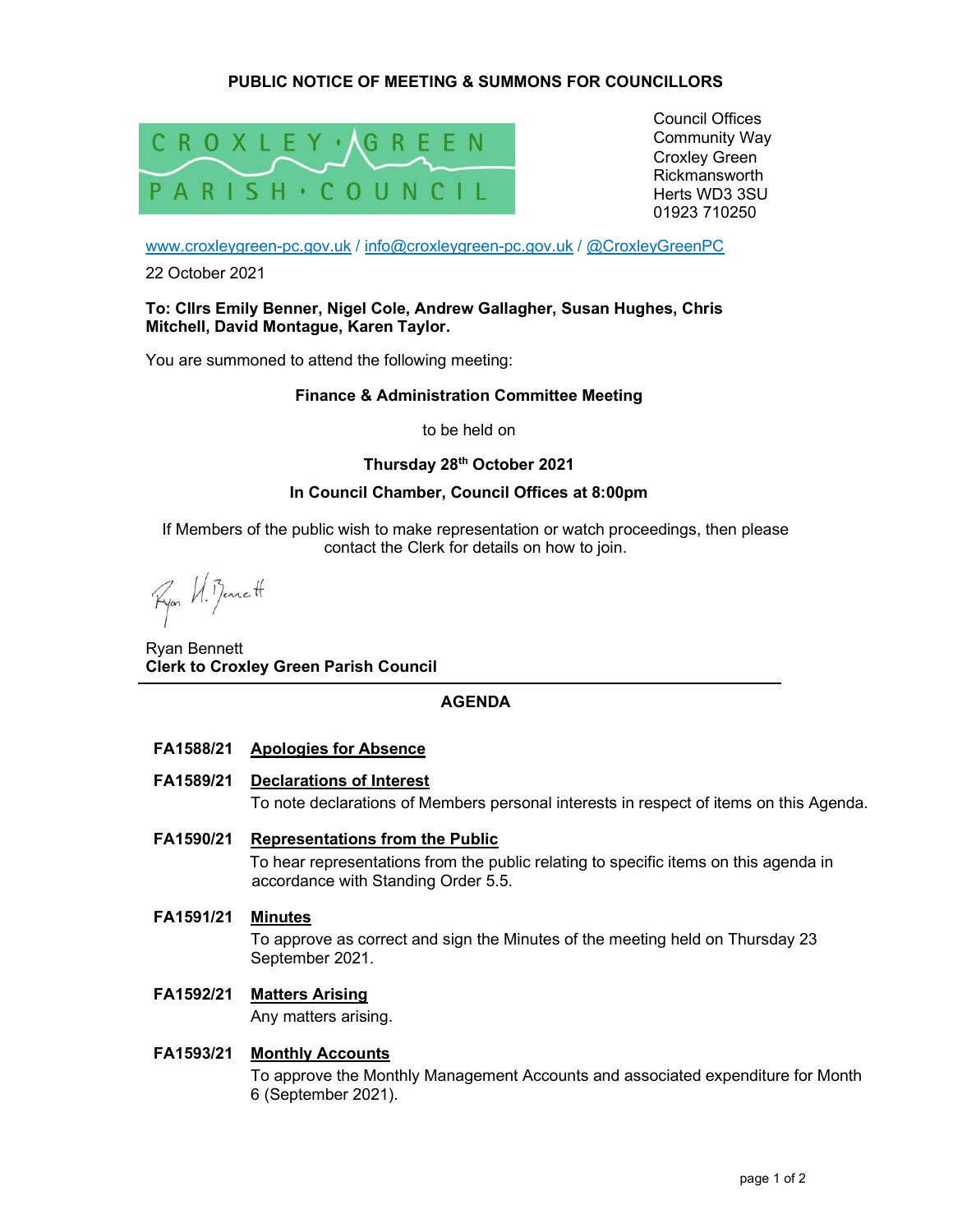**PUBLIC NOTICE OF MEETING & SUMMONS FOR COUNCILLORS**

CROXLEY · GREEN PARISH · COUNCIL

Council Offices
Community Way
Croxley Green
Rickmansworth
Herts WD3 3SU
01923 710250

www.croxleygreen-pc.gov.uk / info@croxleygreen-pc.gov.uk / @CroxleyGreenPC

22 October 2021

**To: Cllrs Emily Benner, Nigel Cole, Andrew Gallagher, Susan Hughes, Chris Mitchell, David Montague, Karen Taylor.**

You are summoned to attend the following meeting:

**Finance & Administration Committee Meeting**

to be held on

**Thursday 28th October 2021**

**In Council Chamber, Council Offices at 8:00pm**

If Members of the public wish to make representation or watch proceedings, then please contact the Clerk for details on how to join.

Ryan Bennett
**Clerk to Croxley Green Parish Council**

---

## AGENDA

**FA1588/21 <u>Apologies for Absence</u>**

**FA1589/21 <u>Declarations of Interest</u>**
To note declarations of Members personal interests in respect of items on this Agenda.

**FA1590/21 <u>Representations from the Public</u>**
To hear representations from the public relating to specific items on this agenda in accordance with Standing Order 5.5.

**FA1591/21 <u>Minutes</u>**
To approve as correct and sign the Minutes of the meeting held on Thursday 23 September 2021.

**FA1592/21 <u>Matters Arising</u>**
Any matters arising.

**FA1593/21 <u>Monthly Accounts</u>**
To approve the Monthly Management Accounts and associated expenditure for Month 6 (September 2021).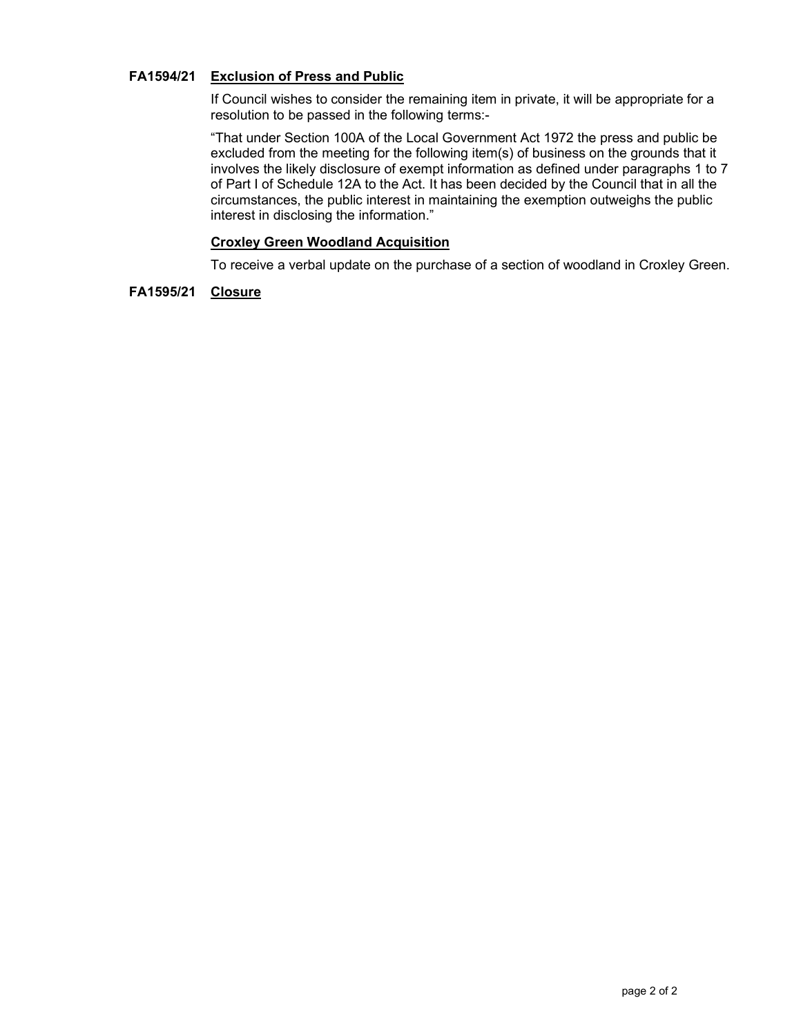**FA1594/21 Exclusion of Press and Public**

If Council wishes to consider the remaining item in private, it will be appropriate for a resolution to be passed in the following terms:-

"That under Section 100A of the Local Government Act 1972 the press and public be excluded from the meeting for the following item(s) of business on the grounds that it involves the likely disclosure of exempt information as defined under paragraphs 1 to 7 of Part I of Schedule 12A to the Act. It has been decided by the Council that in all the circumstances, the public interest in maintaining the exemption outweighs the public interest in disclosing the information."

**Croxley Green Woodland Acquisition**

To receive a verbal update on the purchase of a section of woodland in Croxley Green.

**FA1595/21 Closure**